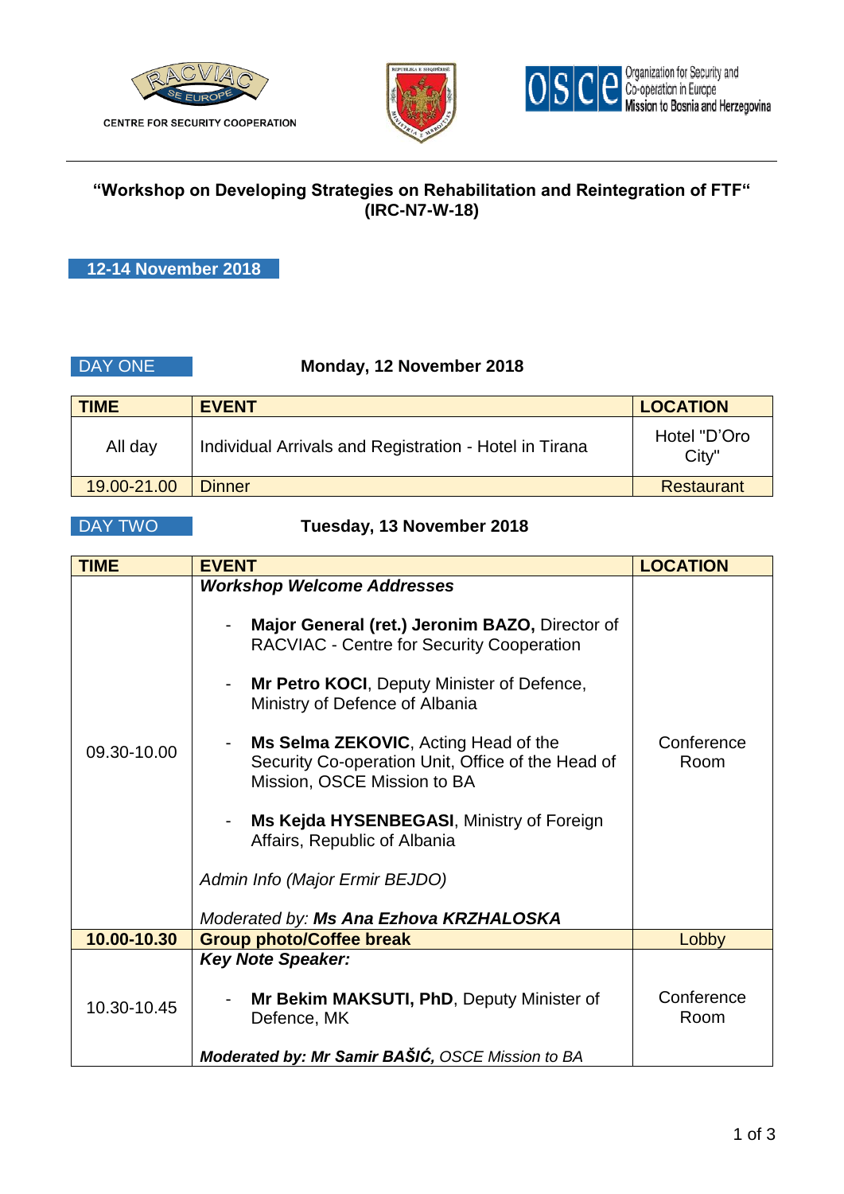CENTRE FOR SECURITY COOPERATION

# "Workshop on Developing Strategies on Rehabilitation and Reintegration of FTF" (IRC-N7-W-18)

**12-14 November 2018**

DAY ONE **Monday, 12 November 2018**

| TIME | EVENT | LOCATION |
|---|---|---|
| All day | Individual Arrivals and Registration - Hotel in Tirana | Hotel "D'Oro City" |
| 19.00-21.00 | Dinner | Restaurant |

DAY TWO **Tuesday, 13 November 2018**

| TIME | EVENT | LOCATION |
|---|---|---|
| 09.30-10.00 | ***Workshop Welcome Addresses*** <br> - **Major General (ret.) Jeronim BAZO,** Director of RACVIAC - Centre for Security Cooperation <br> - **Mr Petro KOCI**, Deputy Minister of Defence, Ministry of Defence of Albania <br> - **Ms Selma ZEKOVIC**, Acting Head of the Security Co-operation Unit, Office of the Head of Mission, OSCE Mission to BA <br> - **Ms Kejda HYSENBEGASI**, Ministry of Foreign Affairs, Republic of Albania <br> *Admin Info (Major Ermir BEJDO)* <br> *Moderated by:* ***Ms Ana Ezhova KRZHALOSKA*** | Conference Room |
| **10.00-10.30** | **Group photo/Coffee break** | Lobby |
| 10.30-10.45 | ***Key Note Speaker:*** <br> - **Mr Bekim MAKSUTI, PhD**, Deputy Minister of Defence, MK <br> ***Moderated by: Mr Samir BAŠIĆ,*** *OSCE Mission to BA* | Conference Room |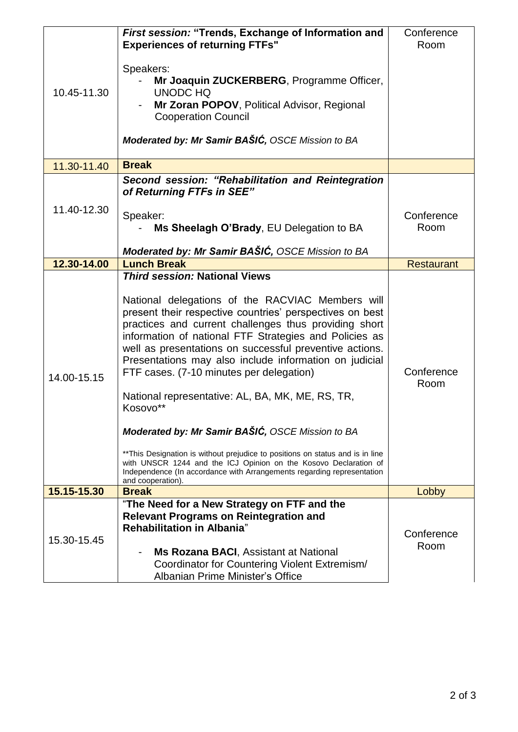| | | |
|---|---|---|
| 10.45-11.30 | ***First session:* "Trends, Exchange of Information and Experiences of returning FTFs"**<br><br>Speakers:<br>- **Mr Joaquin ZUCKERBERG**, Programme Officer, UNODC HQ<br>- **Mr Zoran POPOV**, Political Advisor, Regional Cooperation Council<br><br>***Moderated by: Mr Samir BAŠIĆ,*** *OSCE Mission to BA* | Conference Room |
| 11.30-11.40 | **Break** | |
| 11.40-12.30 | ***Second session: "Rehabilitation and Reintegration of Returning FTFs in SEE"***<br><br>Speaker:<br>- **Ms Sheelagh O'Brady**, EU Delegation to BA<br><br>***Moderated by: Mr Samir BAŠIĆ,*** *OSCE Mission to BA* | Conference Room |
| **12.30-14.00** | **Lunch Break** | Restaurant |
| 14.00-15.15 | ***Third session:* National Views**<br><br>National delegations of the RACVIAC Members will present their respective countries' perspectives on best practices and current challenges thus providing short information of national FTF Strategies and Policies as well as presentations on successful preventive actions. Presentations may also include information on judicial FTF cases. (7-10 minutes per delegation)<br><br>National representative: AL, BA, MK, ME, RS, TR, Kosovo**<br><br>***Moderated by: Mr Samir BAŠIĆ,*** *OSCE Mission to BA*<br><br>**This Designation is without prejudice to positions on status and is in line with UNSCR 1244 and the ICJ Opinion on the Kosovo Declaration of Independence (In accordance with Arrangements regarding representation and cooperation). | Conference Room |
| **15.15-15.30** | **Break** | Lobby |
| 15.30-15.45 | "**The Need for a New Strategy on FTF and the Relevant Programs on Reintegration and Rehabilitation in Albania**"<br><br>- **Ms Rozana BACI**, Assistant at National Coordinator for Countering Violent Extremism/ Albanian Prime Minister's Office | Conference Room |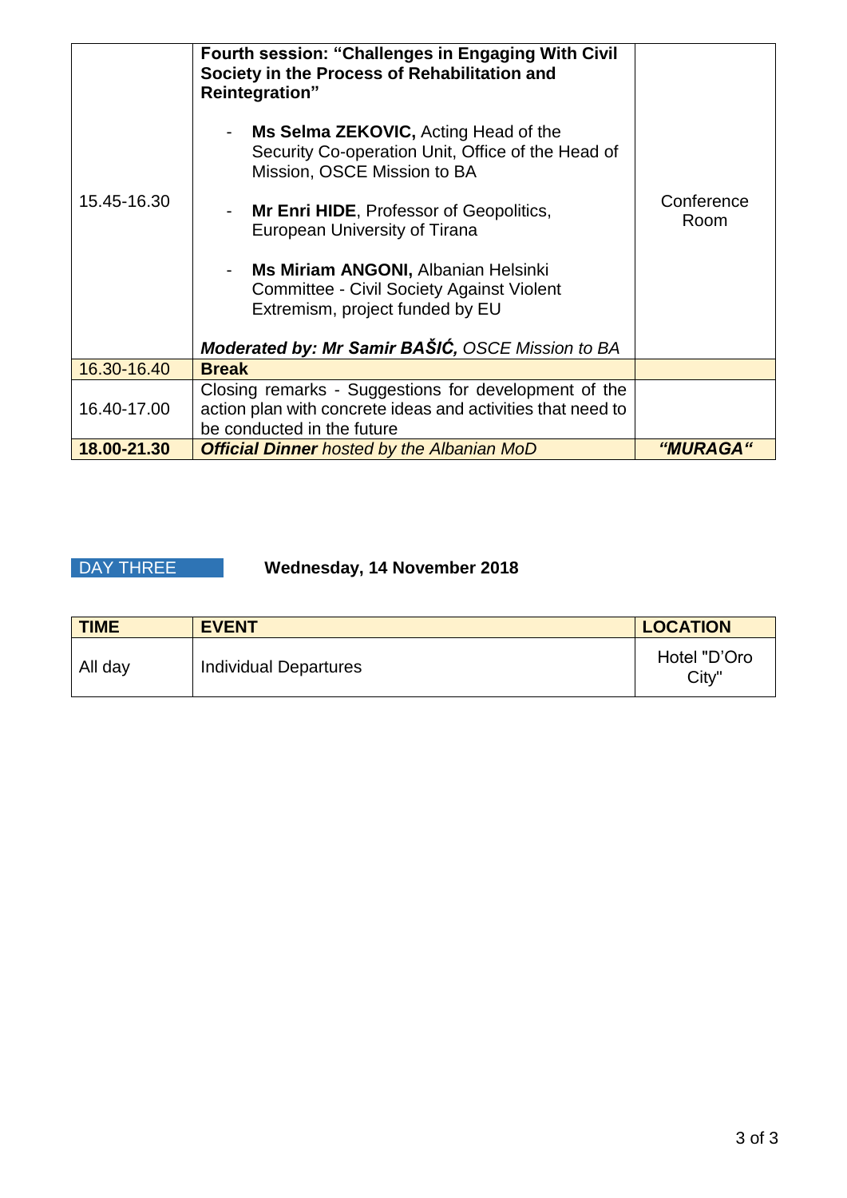| | | |
|---|---|---|
| 15.45-16.30 | **Fourth session: "Challenges in Engaging With Civil Society in the Process of Rehabilitation and Reintegration"**<br><br>- **Ms Selma ZEKOVIC,** Acting Head of the Security Co-operation Unit, Office of the Head of Mission, OSCE Mission to BA<br>- **Mr Enri HIDE**, Professor of Geopolitics, European University of Tirana<br>- **Ms Miriam ANGONI,** Albanian Helsinki Committee - Civil Society Against Violent Extremism, project funded by EU<br><br>***Moderated by: Mr Samir BAŠIĆ,*** *OSCE Mission to BA* | Conference Room |
| 16.30-16.40 | **Break** | |
| 16.40-17.00 | Closing remarks - Suggestions for development of the action plan with concrete ideas and activities that need to be conducted in the future | |
| **18.00-21.30** | ***Official Dinner*** *hosted by the Albanian MoD* | ***"MURAGA"*** |

DAY THREE **Wednesday, 14 November 2018**

| TIME | EVENT | LOCATION |
|---|---|---|
| All day | Individual Departures | Hotel "D'Oro City" |